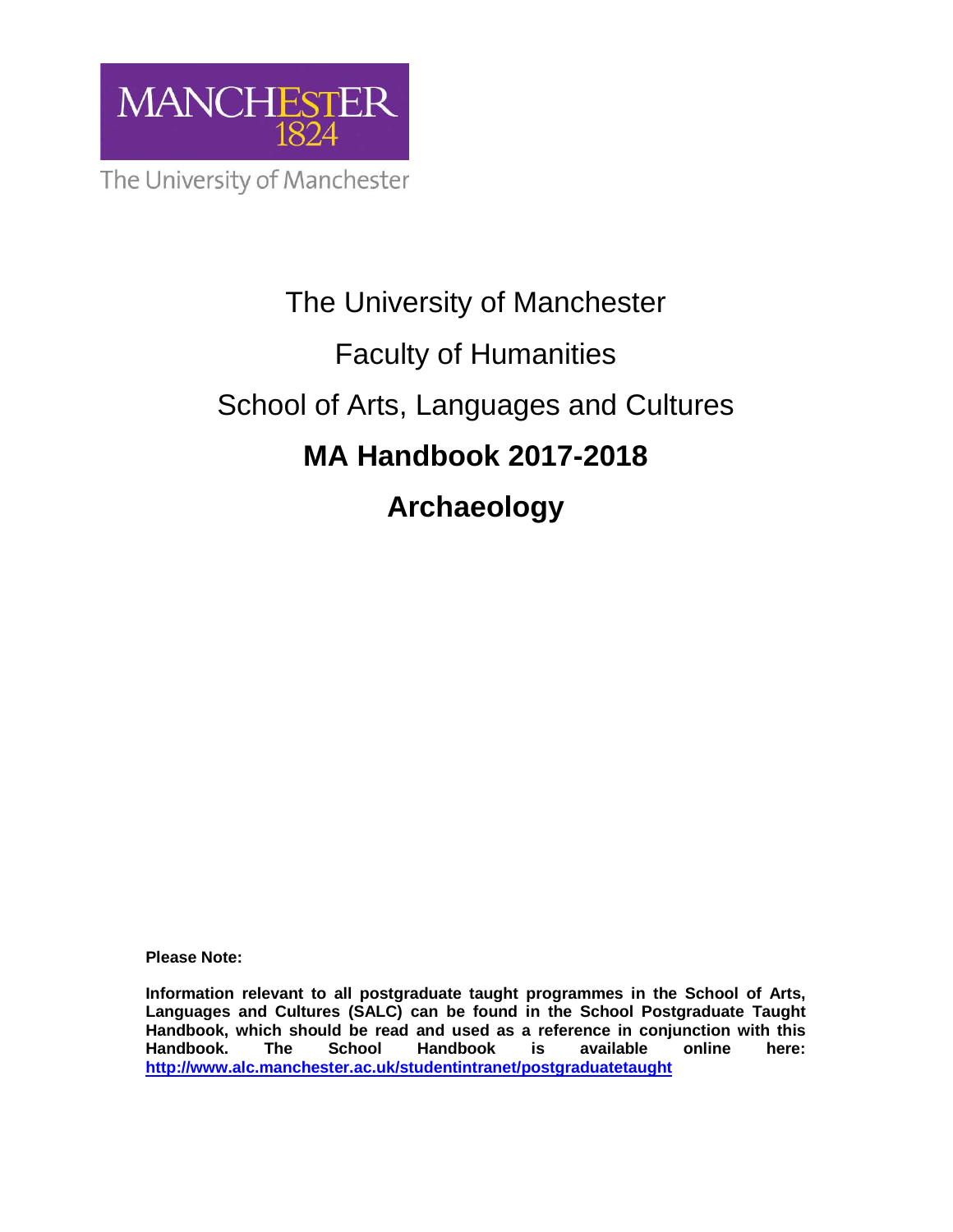The University of Manchester

Faculty of Humanities

School of Arts, Languages and Cultures

# MA Handbook 2017-2018

# Archaeology

**Please Note:**

**Information relevant to all postgraduate taught programmes in the School of Arts, Languages and Cultures (SALC) can be found in the School Postgraduate Taught Handbook, which should be read and used as a reference in conjunction with this Handbook. The School Handbook is available online here: [http://www.alc.manchester.ac.uk/studentintranet/postgraduatetaught](http://www.alc.manchester.ac.uk/studentintranet/postgraduatetaught)**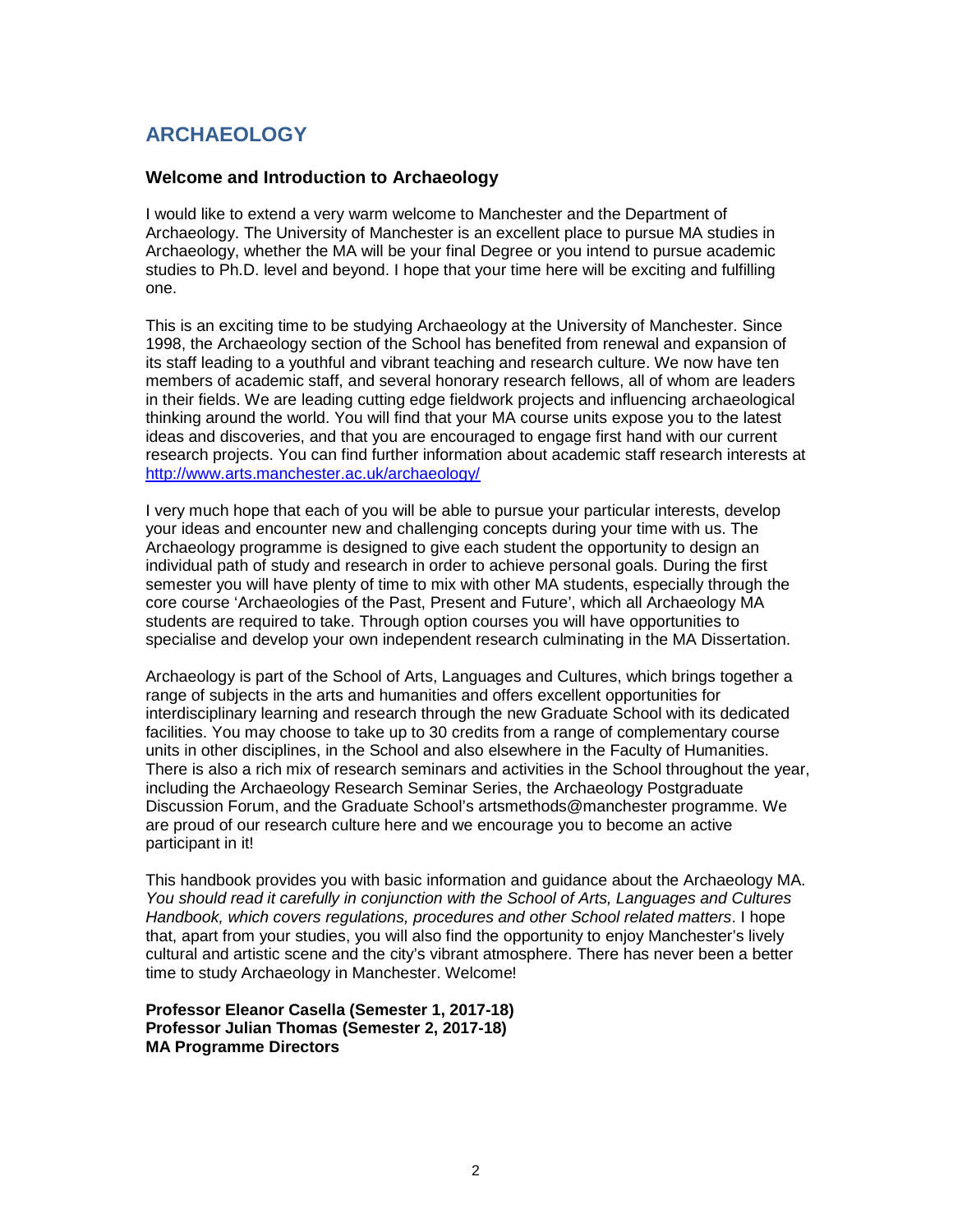# ARCHAEOLOGY

## Welcome and Introduction to Archaeology

I would like to extend a very warm welcome to Manchester and the Department of Archaeology. The University of Manchester is an excellent place to pursue MA studies in Archaeology, whether the MA will be your final Degree or you intend to pursue academic studies to Ph.D. level and beyond. I hope that your time here will be exciting and fulfilling one.

This is an exciting time to be studying Archaeology at the University of Manchester. Since 1998, the Archaeology section of the School has benefited from renewal and expansion of its staff leading to a youthful and vibrant teaching and research culture. We now have ten members of academic staff, and several honorary research fellows, all of whom are leaders in their fields. We are leading cutting edge fieldwork projects and influencing archaeological thinking around the world. You will find that your MA course units expose you to the latest ideas and discoveries, and that you are encouraged to engage first hand with our current research projects. You can find further information about academic staff research interests at http://www.arts.manchester.ac.uk/archaeology/

I very much hope that each of you will be able to pursue your particular interests, develop your ideas and encounter new and challenging concepts during your time with us. The Archaeology programme is designed to give each student the opportunity to design an individual path of study and research in order to achieve personal goals. During the first semester you will have plenty of time to mix with other MA students, especially through the core course 'Archaeologies of the Past, Present and Future', which all Archaeology MA students are required to take. Through option courses you will have opportunities to specialise and develop your own independent research culminating in the MA Dissertation.

Archaeology is part of the School of Arts, Languages and Cultures, which brings together a range of subjects in the arts and humanities and offers excellent opportunities for interdisciplinary learning and research through the new Graduate School with its dedicated facilities. You may choose to take up to 30 credits from a range of complementary course units in other disciplines, in the School and also elsewhere in the Faculty of Humanities. There is also a rich mix of research seminars and activities in the School throughout the year, including the Archaeology Research Seminar Series, the Archaeology Postgraduate Discussion Forum, and the Graduate School's artsmethods@manchester programme. We are proud of our research culture here and we encourage you to become an active participant in it!

This handbook provides you with basic information and guidance about the Archaeology MA. *You should read it carefully in conjunction with the School of Arts, Languages and Cultures Handbook, which covers regulations, procedures and other School related matters*. I hope that, apart from your studies, you will also find the opportunity to enjoy Manchester's lively cultural and artistic scene and the city's vibrant atmosphere. There has never been a better time to study Archaeology in Manchester. Welcome!

**Professor Eleanor Casella (Semester 1, 2017-18)**
**Professor Julian Thomas (Semester 2, 2017-18)**
**MA Programme Directors**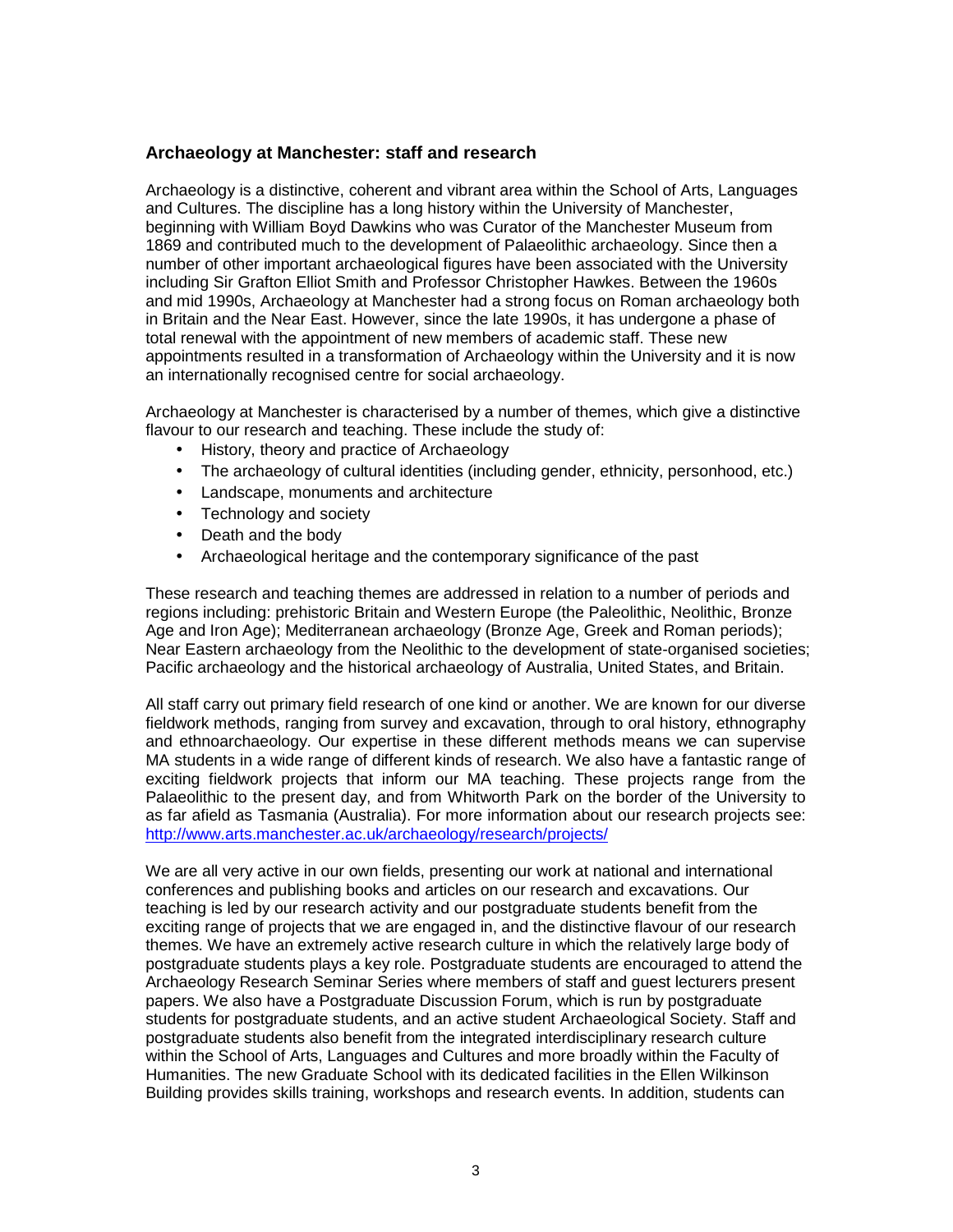## Archaeology at Manchester: staff and research

Archaeology is a distinctive, coherent and vibrant area within the School of Arts, Languages and Cultures. The discipline has a long history within the University of Manchester, beginning with William Boyd Dawkins who was Curator of the Manchester Museum from 1869 and contributed much to the development of Palaeolithic archaeology. Since then a number of other important archaeological figures have been associated with the University including Sir Grafton Elliot Smith and Professor Christopher Hawkes. Between the 1960s and mid 1990s, Archaeology at Manchester had a strong focus on Roman archaeology both in Britain and the Near East. However, since the late 1990s, it has undergone a phase of total renewal with the appointment of new members of academic staff. These new appointments resulted in a transformation of Archaeology within the University and it is now an internationally recognised centre for social archaeology.

Archaeology at Manchester is characterised by a number of themes, which give a distinctive flavour to our research and teaching. These include the study of:

- History, theory and practice of Archaeology
- The archaeology of cultural identities (including gender, ethnicity, personhood, etc.)
- Landscape, monuments and architecture
- Technology and society
- Death and the body
- Archaeological heritage and the contemporary significance of the past

These research and teaching themes are addressed in relation to a number of periods and regions including: prehistoric Britain and Western Europe (the Paleolithic, Neolithic, Bronze Age and Iron Age); Mediterranean archaeology (Bronze Age, Greek and Roman periods); Near Eastern archaeology from the Neolithic to the development of state-organised societies; Pacific archaeology and the historical archaeology of Australia, United States, and Britain.

All staff carry out primary field research of one kind or another. We are known for our diverse fieldwork methods, ranging from survey and excavation, through to oral history, ethnography and ethnoarchaeology. Our expertise in these different methods means we can supervise MA students in a wide range of different kinds of research. We also have a fantastic range of exciting fieldwork projects that inform our MA teaching. These projects range from the Palaeolithic to the present day, and from Whitworth Park on the border of the University to as far afield as Tasmania (Australia). For more information about our research projects see: http://www.arts.manchester.ac.uk/archaeology/research/projects/

We are all very active in our own fields, presenting our work at national and international conferences and publishing books and articles on our research and excavations. Our teaching is led by our research activity and our postgraduate students benefit from the exciting range of projects that we are engaged in, and the distinctive flavour of our research themes. We have an extremely active research culture in which the relatively large body of postgraduate students plays a key role. Postgraduate students are encouraged to attend the Archaeology Research Seminar Series where members of staff and guest lecturers present papers. We also have a Postgraduate Discussion Forum, which is run by postgraduate students for postgraduate students, and an active student Archaeological Society. Staff and postgraduate students also benefit from the integrated interdisciplinary research culture within the School of Arts, Languages and Cultures and more broadly within the Faculty of Humanities. The new Graduate School with its dedicated facilities in the Ellen Wilkinson Building provides skills training, workshops and research events. In addition, students can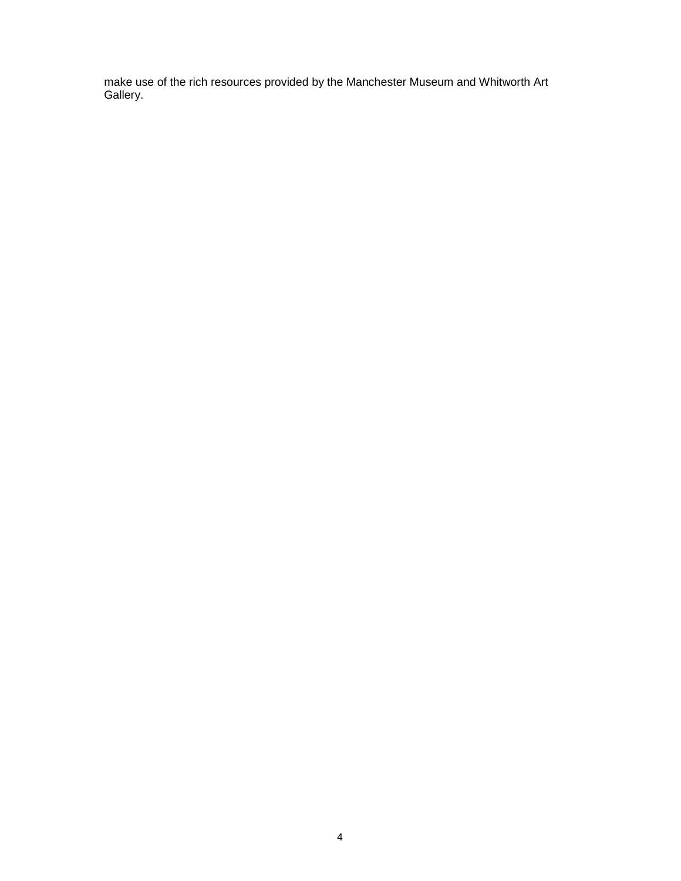make use of the rich resources provided by the Manchester Museum and Whitworth Art Gallery.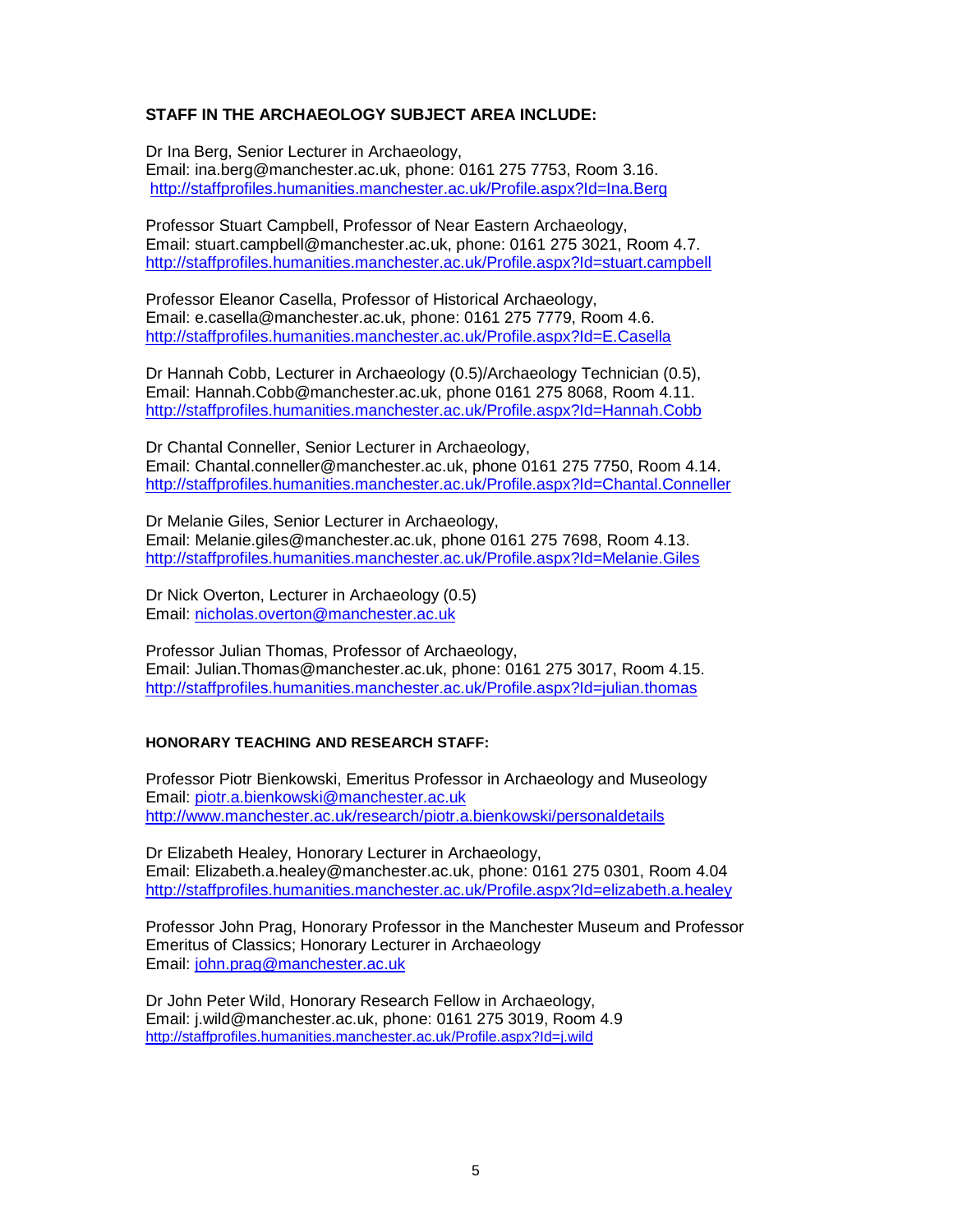## STAFF IN THE ARCHAEOLOGY SUBJECT AREA INCLUDE:

Dr Ina Berg, Senior Lecturer in Archaeology,
Email: ina.berg@manchester.ac.uk, phone: 0161 275 7753, Room 3.16.
http://staffprofiles.humanities.manchester.ac.uk/Profile.aspx?Id=Ina.Berg

Professor Stuart Campbell, Professor of Near Eastern Archaeology,
Email: stuart.campbell@manchester.ac.uk, phone: 0161 275 3021, Room 4.7.
http://staffprofiles.humanities.manchester.ac.uk/Profile.aspx?Id=stuart.campbell

Professor Eleanor Casella, Professor of Historical Archaeology,
Email: e.casella@manchester.ac.uk, phone: 0161 275 7779, Room 4.6.
http://staffprofiles.humanities.manchester.ac.uk/Profile.aspx?Id=E.Casella

Dr Hannah Cobb, Lecturer in Archaeology (0.5)/Archaeology Technician (0.5),
Email: Hannah.Cobb@manchester.ac.uk, phone 0161 275 8068, Room 4.11.
http://staffprofiles.humanities.manchester.ac.uk/Profile.aspx?Id=Hannah.Cobb

Dr Chantal Conneller, Senior Lecturer in Archaeology,
Email: Chantal.conneller@manchester.ac.uk, phone 0161 275 7750, Room 4.14.
http://staffprofiles.humanities.manchester.ac.uk/Profile.aspx?Id=Chantal.Conneller

Dr Melanie Giles, Senior Lecturer in Archaeology,
Email: Melanie.giles@manchester.ac.uk, phone 0161 275 7698, Room 4.13.
http://staffprofiles.humanities.manchester.ac.uk/Profile.aspx?Id=Melanie.Giles

Dr Nick Overton, Lecturer in Archaeology (0.5)
Email: nicholas.overton@manchester.ac.uk

Professor Julian Thomas, Professor of Archaeology,
Email: Julian.Thomas@manchester.ac.uk, phone: 0161 275 3017, Room 4.15.
http://staffprofiles.humanities.manchester.ac.uk/Profile.aspx?Id=julian.thomas

### HONORARY TEACHING AND RESEARCH STAFF:

Professor Piotr Bienkowski, Emeritus Professor in Archaeology and Museology
Email: piotr.a.bienkowski@manchester.ac.uk
http://www.manchester.ac.uk/research/piotr.a.bienkowski/personaldetails

Dr Elizabeth Healey, Honorary Lecturer in Archaeology,
Email: Elizabeth.a.healey@manchester.ac.uk, phone: 0161 275 0301, Room 4.04
http://staffprofiles.humanities.manchester.ac.uk/Profile.aspx?Id=elizabeth.a.healey

Professor John Prag, Honorary Professor in the Manchester Museum and Professor Emeritus of Classics; Honorary Lecturer in Archaeology
Email: john.prag@manchester.ac.uk

Dr John Peter Wild, Honorary Research Fellow in Archaeology,
Email: j.wild@manchester.ac.uk, phone: 0161 275 3019, Room 4.9
http://staffprofiles.humanities.manchester.ac.uk/Profile.aspx?Id=j.wild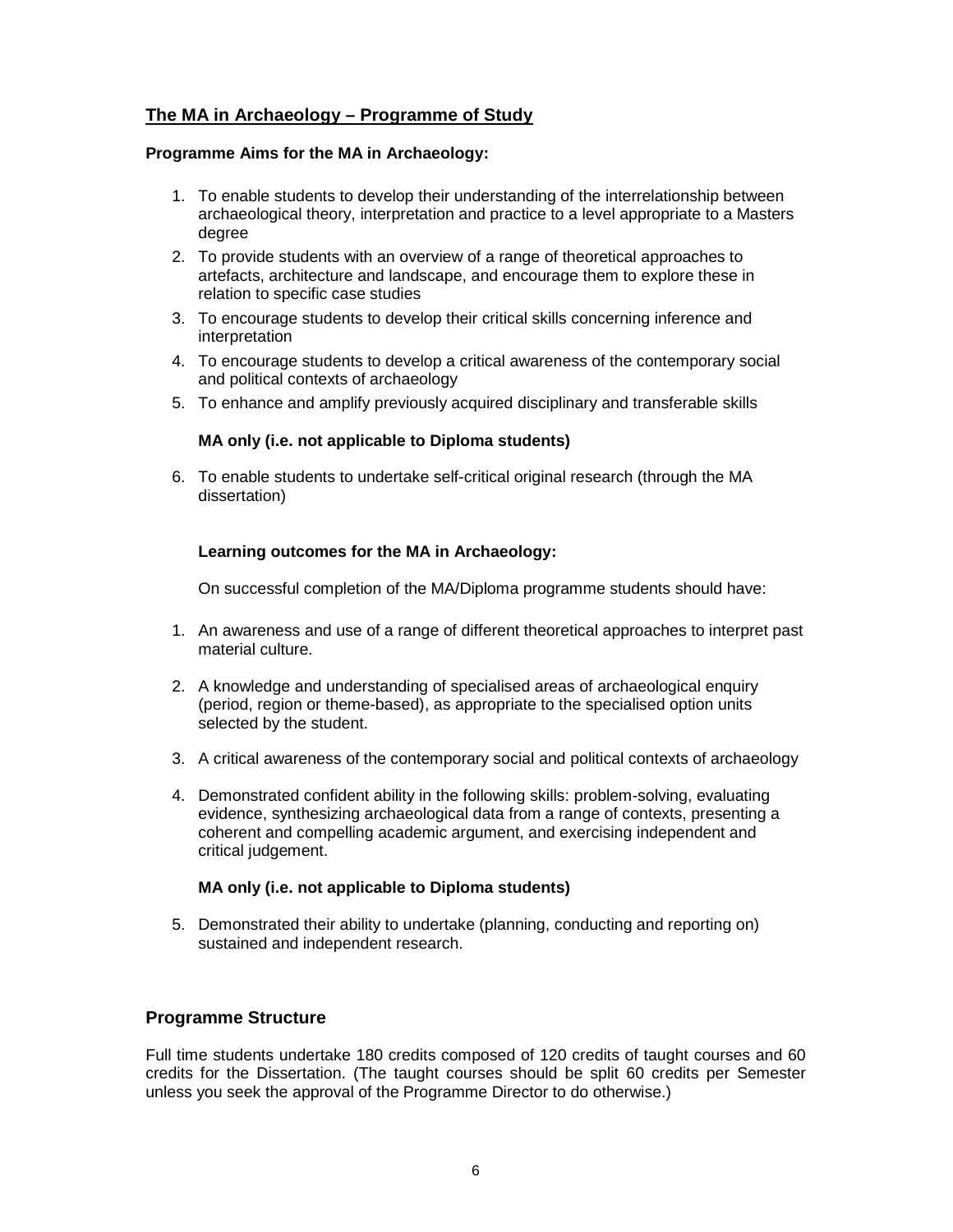## The MA in Archaeology – Programme of Study

**Programme Aims for the MA in Archaeology:**

1. To enable students to develop their understanding of the interrelationship between archaeological theory, interpretation and practice to a level appropriate to a Masters degree
2. To provide students with an overview of a range of theoretical approaches to artefacts, architecture and landscape, and encourage them to explore these in relation to specific case studies
3. To encourage students to develop their critical skills concerning inference and interpretation
4. To encourage students to develop a critical awareness of the contemporary social and political contexts of archaeology
5. To enhance and amplify previously acquired disciplinary and transferable skills

**MA only (i.e. not applicable to Diploma students)**

6. To enable students to undertake self-critical original research (through the MA dissertation)

**Learning outcomes for the MA in Archaeology:**

On successful completion of the MA/Diploma programme students should have:

1. An awareness and use of a range of different theoretical approaches to interpret past material culture.
2. A knowledge and understanding of specialised areas of archaeological enquiry (period, region or theme-based), as appropriate to the specialised option units selected by the student.
3. A critical awareness of the contemporary social and political contexts of archaeology
4. Demonstrated confident ability in the following skills: problem-solving, evaluating evidence, synthesizing archaeological data from a range of contexts, presenting a coherent and compelling academic argument, and exercising independent and critical judgement.

**MA only (i.e. not applicable to Diploma students)**

5. Demonstrated their ability to undertake (planning, conducting and reporting on) sustained and independent research.

### Programme Structure

Full time students undertake 180 credits composed of 120 credits of taught courses and 60 credits for the Dissertation. (The taught courses should be split 60 credits per Semester unless you seek the approval of the Programme Director to do otherwise.)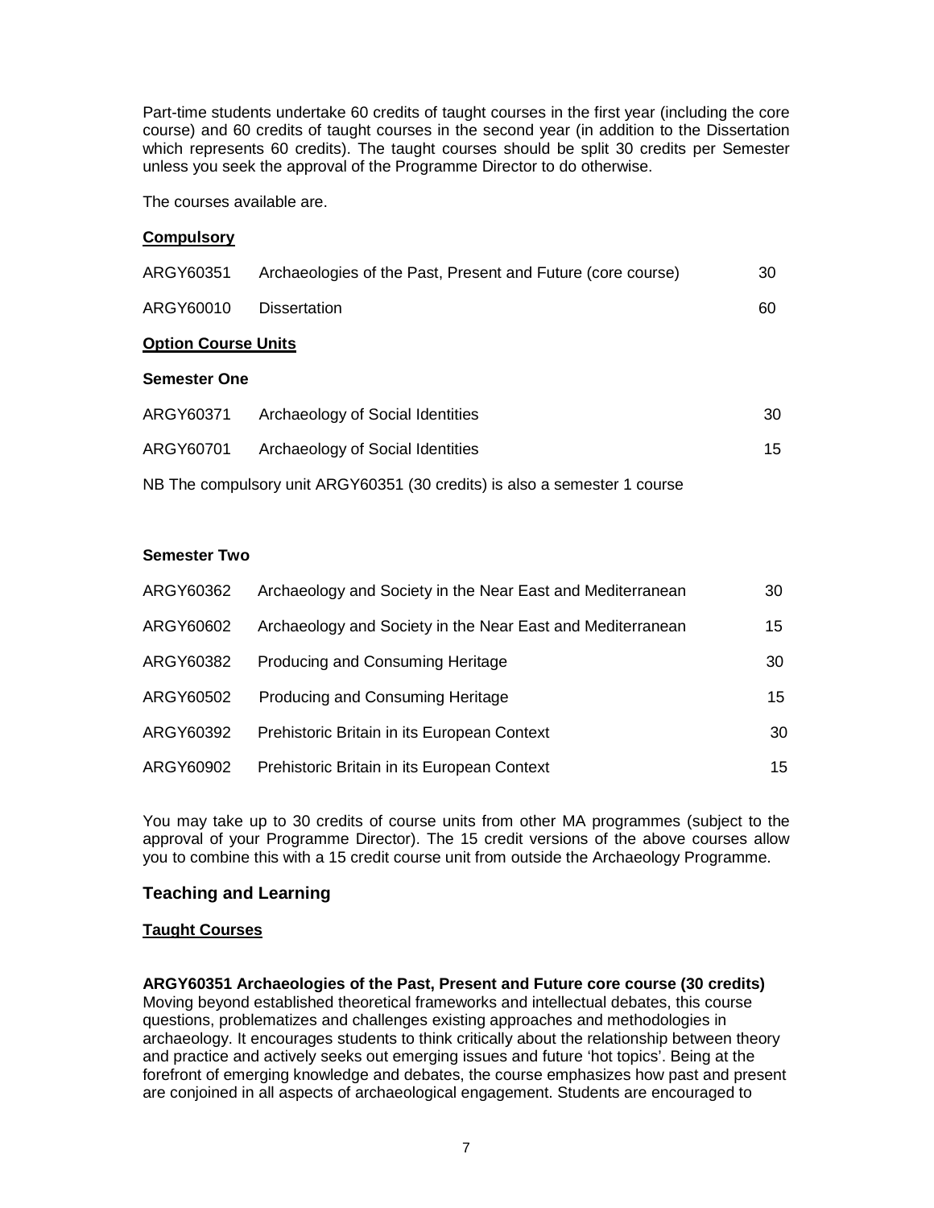Part-time students undertake 60 credits of taught courses in the first year (including the core course) and 60 credits of taught courses in the second year (in addition to the Dissertation which represents 60 credits). The taught courses should be split 30 credits per Semester unless you seek the approval of the Programme Director to do otherwise.

The courses available are.

**Compulsory**

| | | |
|---|---|---|
| ARGY60351 | Archaeologies of the Past, Present and Future (core course) | 30 |
| ARGY60010 | Dissertation | 60 |

**Option Course Units**

**Semester One**

| | | |
|---|---|---|
| ARGY60371 | Archaeology of Social Identities | 30 |
| ARGY60701 | Archaeology of Social Identities | 15 |

NB The compulsory unit ARGY60351 (30 credits) is also a semester 1 course

**Semester Two**

| | | |
|---|---|---|
| ARGY60362 | Archaeology and Society in the Near East and Mediterranean | 30 |
| ARGY60602 | Archaeology and Society in the Near East and Mediterranean | 15 |
| ARGY60382 | Producing and Consuming Heritage | 30 |
| ARGY60502 | Producing and Consuming Heritage | 15 |
| ARGY60392 | Prehistoric Britain in its European Context | 30 |
| ARGY60902 | Prehistoric Britain in its European Context | 15 |

You may take up to 30 credits of course units from other MA programmes (subject to the approval of your Programme Director). The 15 credit versions of the above courses allow you to combine this with a 15 credit course unit from outside the Archaeology Programme.

## Teaching and Learning

**Taught Courses**

**ARGY60351 Archaeologies of the Past, Present and Future core course (30 credits)**
Moving beyond established theoretical frameworks and intellectual debates, this course questions, problematizes and challenges existing approaches and methodologies in archaeology. It encourages students to think critically about the relationship between theory and practice and actively seeks out emerging issues and future 'hot topics'. Being at the forefront of emerging knowledge and debates, the course emphasizes how past and present are conjoined in all aspects of archaeological engagement. Students are encouraged to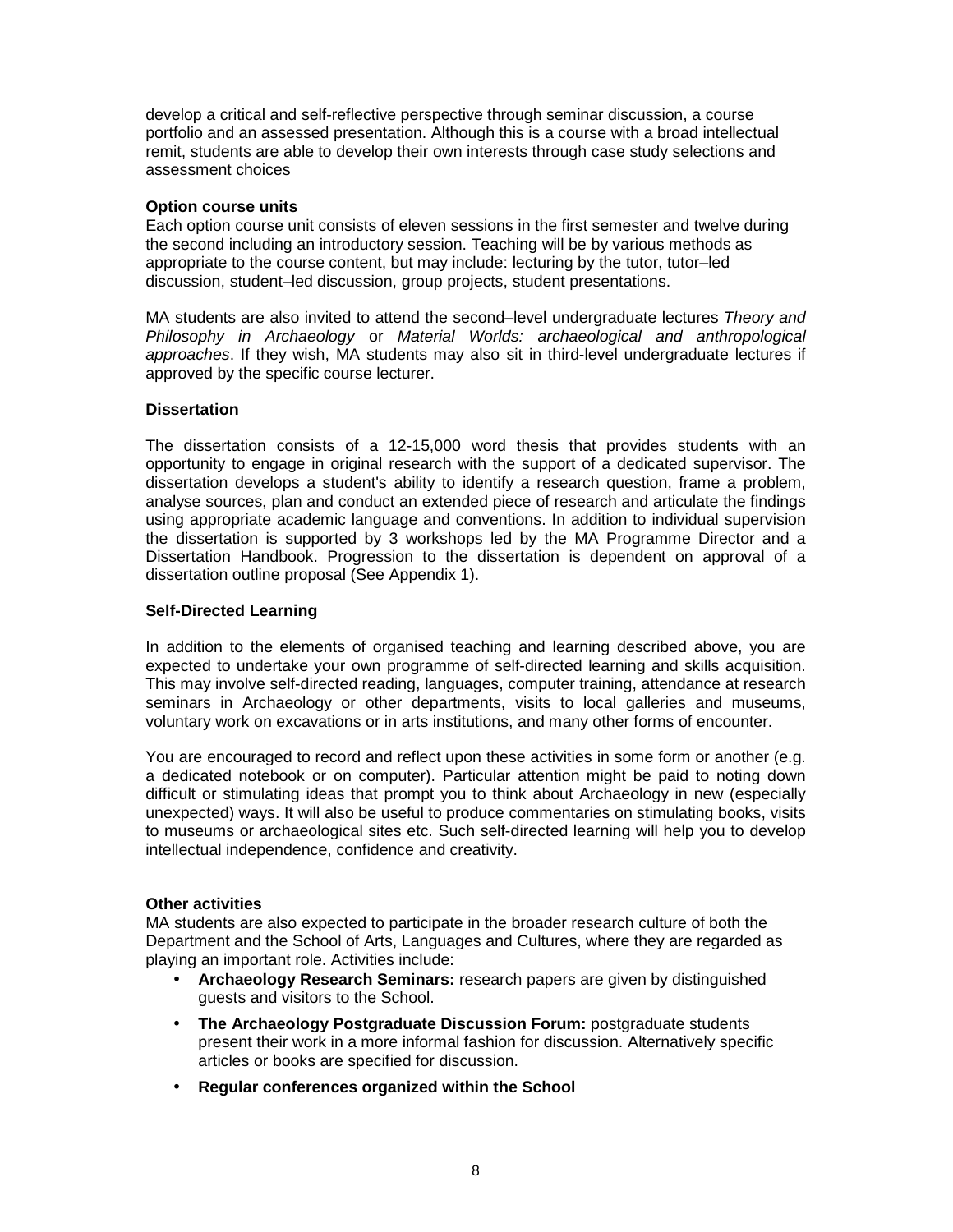develop a critical and self-reflective perspective through seminar discussion, a course portfolio and an assessed presentation. Although this is a course with a broad intellectual remit, students are able to develop their own interests through case study selections and assessment choices

**Option course units**

Each option course unit consists of eleven sessions in the first semester and twelve during the second including an introductory session. Teaching will be by various methods as appropriate to the course content, but may include: lecturing by the tutor, tutor–led discussion, student–led discussion, group projects, student presentations.

MA students are also invited to attend the second–level undergraduate lectures *Theory and Philosophy in Archaeology* or *Material Worlds: archaeological and anthropological approaches*. If they wish, MA students may also sit in third-level undergraduate lectures if approved by the specific course lecturer.

**Dissertation**

The dissertation consists of a 12-15,000 word thesis that provides students with an opportunity to engage in original research with the support of a dedicated supervisor. The dissertation develops a student's ability to identify a research question, frame a problem, analyse sources, plan and conduct an extended piece of research and articulate the findings using appropriate academic language and conventions. In addition to individual supervision the dissertation is supported by 3 workshops led by the MA Programme Director and a Dissertation Handbook. Progression to the dissertation is dependent on approval of a dissertation outline proposal (See Appendix 1).

**Self-Directed Learning**

In addition to the elements of organised teaching and learning described above, you are expected to undertake your own programme of self-directed learning and skills acquisition. This may involve self-directed reading, languages, computer training, attendance at research seminars in Archaeology or other departments, visits to local galleries and museums, voluntary work on excavations or in arts institutions, and many other forms of encounter.

You are encouraged to record and reflect upon these activities in some form or another (e.g. a dedicated notebook or on computer). Particular attention might be paid to noting down difficult or stimulating ideas that prompt you to think about Archaeology in new (especially unexpected) ways. It will also be useful to produce commentaries on stimulating books, visits to museums or archaeological sites etc. Such self-directed learning will help you to develop intellectual independence, confidence and creativity.

**Other activities**

MA students are also expected to participate in the broader research culture of both the Department and the School of Arts, Languages and Cultures, where they are regarded as playing an important role. Activities include:

- **Archaeology Research Seminars:** research papers are given by distinguished guests and visitors to the School.
- **The Archaeology Postgraduate Discussion Forum:** postgraduate students present their work in a more informal fashion for discussion. Alternatively specific articles or books are specified for discussion.
- **Regular conferences organized within the School**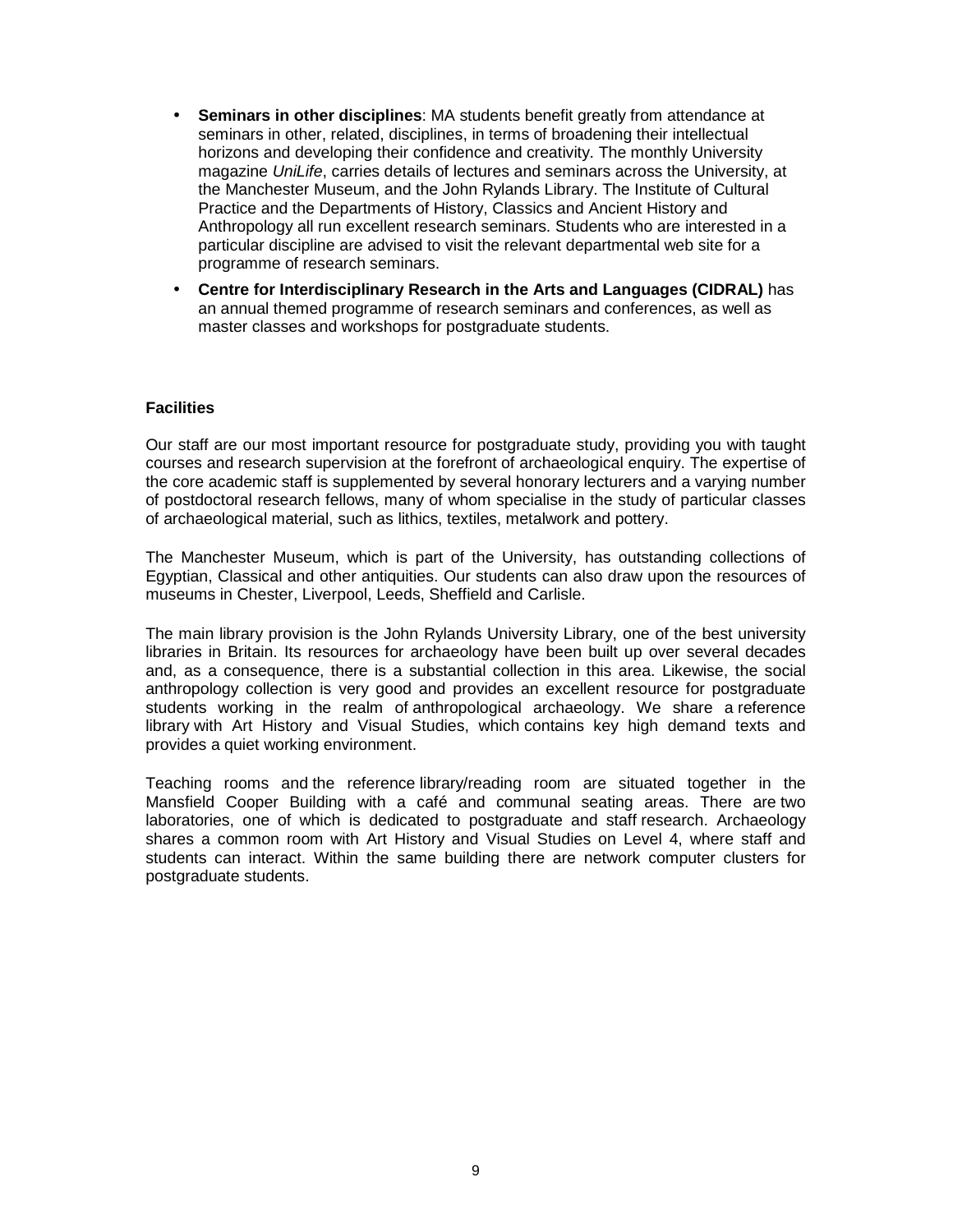- **Seminars in other disciplines**: MA students benefit greatly from attendance at seminars in other, related, disciplines, in terms of broadening their intellectual horizons and developing their confidence and creativity. The monthly University magazine *UniLife*, carries details of lectures and seminars across the University, at the Manchester Museum, and the John Rylands Library. The Institute of Cultural Practice and the Departments of History, Classics and Ancient History and Anthropology all run excellent research seminars. Students who are interested in a particular discipline are advised to visit the relevant departmental web site for a programme of research seminars.
- **Centre for Interdisciplinary Research in the Arts and Languages (CIDRAL)** has an annual themed programme of research seminars and conferences, as well as master classes and workshops for postgraduate students.

**Facilities**

Our staff are our most important resource for postgraduate study, providing you with taught courses and research supervision at the forefront of archaeological enquiry. The expertise of the core academic staff is supplemented by several honorary lecturers and a varying number of postdoctoral research fellows, many of whom specialise in the study of particular classes of archaeological material, such as lithics, textiles, metalwork and pottery.

The Manchester Museum, which is part of the University, has outstanding collections of Egyptian, Classical and other antiquities. Our students can also draw upon the resources of museums in Chester, Liverpool, Leeds, Sheffield and Carlisle.

The main library provision is the John Rylands University Library, one of the best university libraries in Britain. Its resources for archaeology have been built up over several decades and, as a consequence, there is a substantial collection in this area. Likewise, the social anthropology collection is very good and provides an excellent resource for postgraduate students working in the realm of anthropological archaeology. We share a reference library with Art History and Visual Studies, which contains key high demand texts and provides a quiet working environment.

Teaching rooms and the reference library/reading room are situated together in the Mansfield Cooper Building with a café and communal seating areas. There are two laboratories, one of which is dedicated to postgraduate and staff research. Archaeology shares a common room with Art History and Visual Studies on Level 4, where staff and students can interact. Within the same building there are network computer clusters for postgraduate students.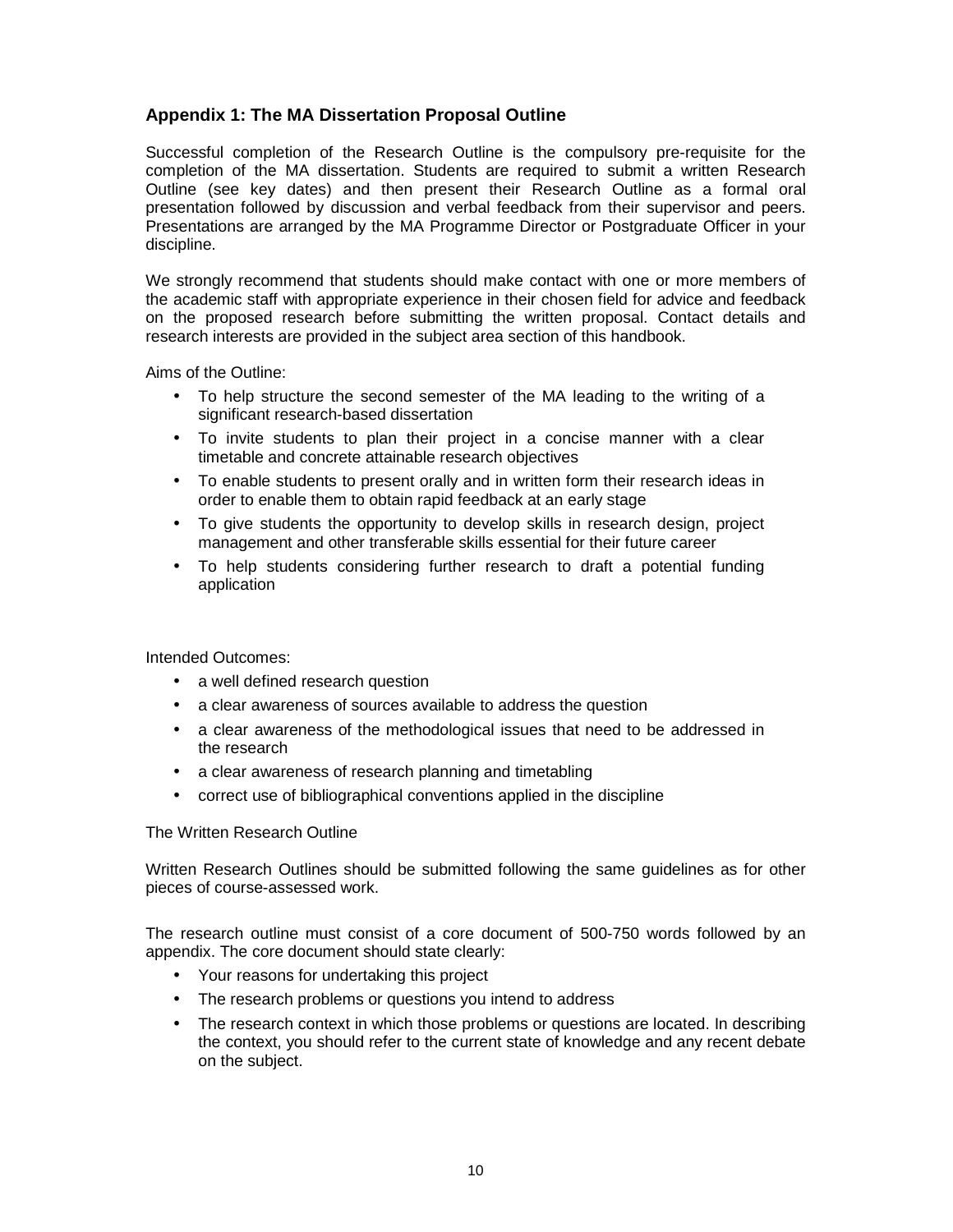## Appendix 1: The MA Dissertation Proposal Outline

Successful completion of the Research Outline is the compulsory pre-requisite for the completion of the MA dissertation. Students are required to submit a written Research Outline (see key dates) and then present their Research Outline as a formal oral presentation followed by discussion and verbal feedback from their supervisor and peers. Presentations are arranged by the MA Programme Director or Postgraduate Officer in your discipline.

We strongly recommend that students should make contact with one or more members of the academic staff with appropriate experience in their chosen field for advice and feedback on the proposed research before submitting the written proposal. Contact details and research interests are provided in the subject area section of this handbook.

Aims of the Outline:

- To help structure the second semester of the MA leading to the writing of a significant research-based dissertation
- To invite students to plan their project in a concise manner with a clear timetable and concrete attainable research objectives
- To enable students to present orally and in written form their research ideas in order to enable them to obtain rapid feedback at an early stage
- To give students the opportunity to develop skills in research design, project management and other transferable skills essential for their future career
- To help students considering further research to draft a potential funding application

Intended Outcomes:

- a well defined research question
- a clear awareness of sources available to address the question
- a clear awareness of the methodological issues that need to be addressed in the research
- a clear awareness of research planning and timetabling
- correct use of bibliographical conventions applied in the discipline

The Written Research Outline

Written Research Outlines should be submitted following the same guidelines as for other pieces of course-assessed work.

The research outline must consist of a core document of 500-750 words followed by an appendix. The core document should state clearly:

- Your reasons for undertaking this project
- The research problems or questions you intend to address
- The research context in which those problems or questions are located. In describing the context, you should refer to the current state of knowledge and any recent debate on the subject.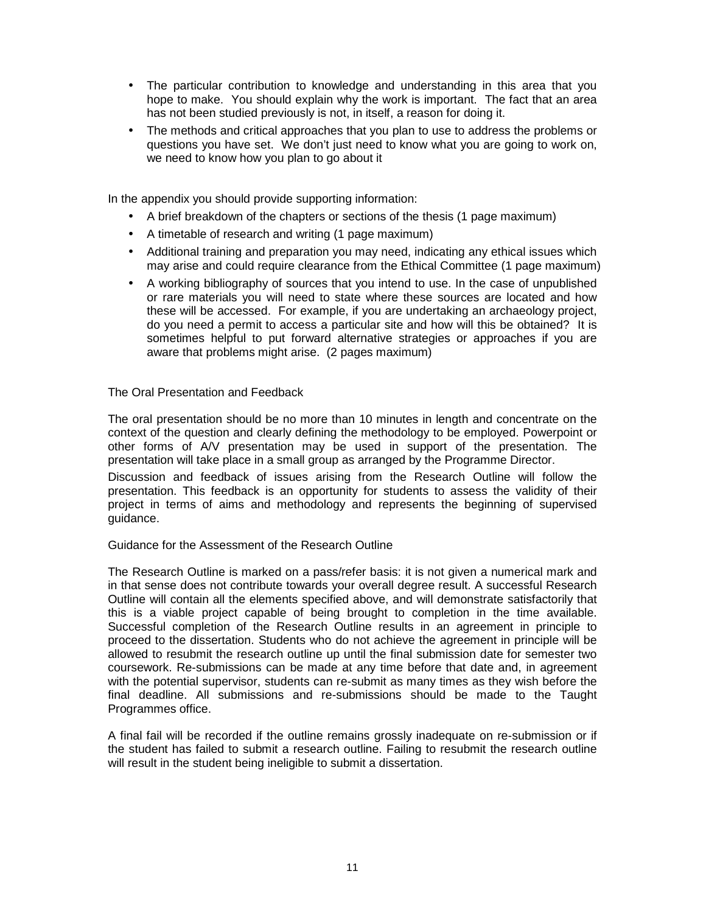- The particular contribution to knowledge and understanding in this area that you hope to make. You should explain why the work is important. The fact that an area has not been studied previously is not, in itself, a reason for doing it.
- The methods and critical approaches that you plan to use to address the problems or questions you have set. We don't just need to know what you are going to work on, we need to know how you plan to go about it

In the appendix you should provide supporting information:

- A brief breakdown of the chapters or sections of the thesis (1 page maximum)
- A timetable of research and writing (1 page maximum)
- Additional training and preparation you may need, indicating any ethical issues which may arise and could require clearance from the Ethical Committee (1 page maximum)
- A working bibliography of sources that you intend to use. In the case of unpublished or rare materials you will need to state where these sources are located and how these will be accessed. For example, if you are undertaking an archaeology project, do you need a permit to access a particular site and how will this be obtained? It is sometimes helpful to put forward alternative strategies or approaches if you are aware that problems might arise. (2 pages maximum)

## The Oral Presentation and Feedback

The oral presentation should be no more than 10 minutes in length and concentrate on the context of the question and clearly defining the methodology to be employed. Powerpoint or other forms of A/V presentation may be used in support of the presentation. The presentation will take place in a small group as arranged by the Programme Director.

Discussion and feedback of issues arising from the Research Outline will follow the presentation. This feedback is an opportunity for students to assess the validity of their project in terms of aims and methodology and represents the beginning of supervised guidance.

## Guidance for the Assessment of the Research Outline

The Research Outline is marked on a pass/refer basis: it is not given a numerical mark and in that sense does not contribute towards your overall degree result. A successful Research Outline will contain all the elements specified above, and will demonstrate satisfactorily that this is a viable project capable of being brought to completion in the time available. Successful completion of the Research Outline results in an agreement in principle to proceed to the dissertation. Students who do not achieve the agreement in principle will be allowed to resubmit the research outline up until the final submission date for semester two coursework. Re-submissions can be made at any time before that date and, in agreement with the potential supervisor, students can re-submit as many times as they wish before the final deadline. All submissions and re-submissions should be made to the Taught Programmes office.

A final fail will be recorded if the outline remains grossly inadequate on re-submission or if the student has failed to submit a research outline. Failing to resubmit the research outline will result in the student being ineligible to submit a dissertation.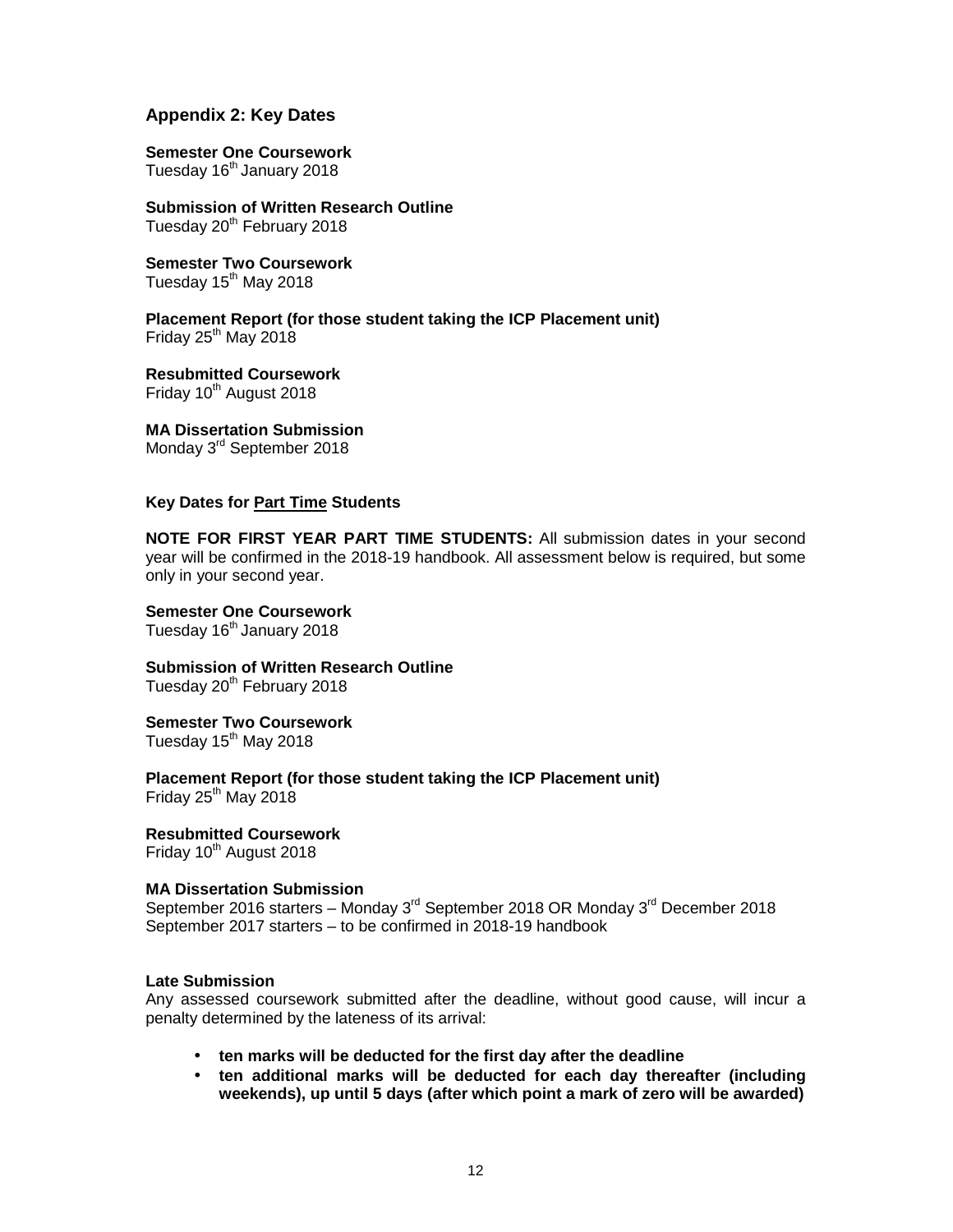## Appendix 2: Key Dates

**Semester One Coursework**
Tuesday 16th January 2018

**Submission of Written Research Outline**
Tuesday 20th February 2018

**Semester Two Coursework**
Tuesday 15th May 2018

**Placement Report (for those student taking the ICP Placement unit)**
Friday 25th May 2018

**Resubmitted Coursework**
Friday 10th August 2018

**MA Dissertation Submission**
Monday 3rd September 2018

### Key Dates for Part Time Students

**NOTE FOR FIRST YEAR PART TIME STUDENTS:** All submission dates in your second year will be confirmed in the 2018-19 handbook. All assessment below is required, but some only in your second year.

**Semester One Coursework**
Tuesday 16th January 2018

**Submission of Written Research Outline**
Tuesday 20th February 2018

**Semester Two Coursework**
Tuesday 15th May 2018

**Placement Report (for those student taking the ICP Placement unit)**
Friday 25th May 2018

**Resubmitted Coursework**
Friday 10th August 2018

**MA Dissertation Submission**
September 2016 starters – Monday 3rd September 2018 OR Monday 3rd December 2018
September 2017 starters – to be confirmed in 2018-19 handbook

**Late Submission**
Any assessed coursework submitted after the deadline, without good cause, will incur a penalty determined by the lateness of its arrival:

- **ten marks will be deducted for the first day after the deadline**
- **ten additional marks will be deducted for each day thereafter (including weekends), up until 5 days (after which point a mark of zero will be awarded)**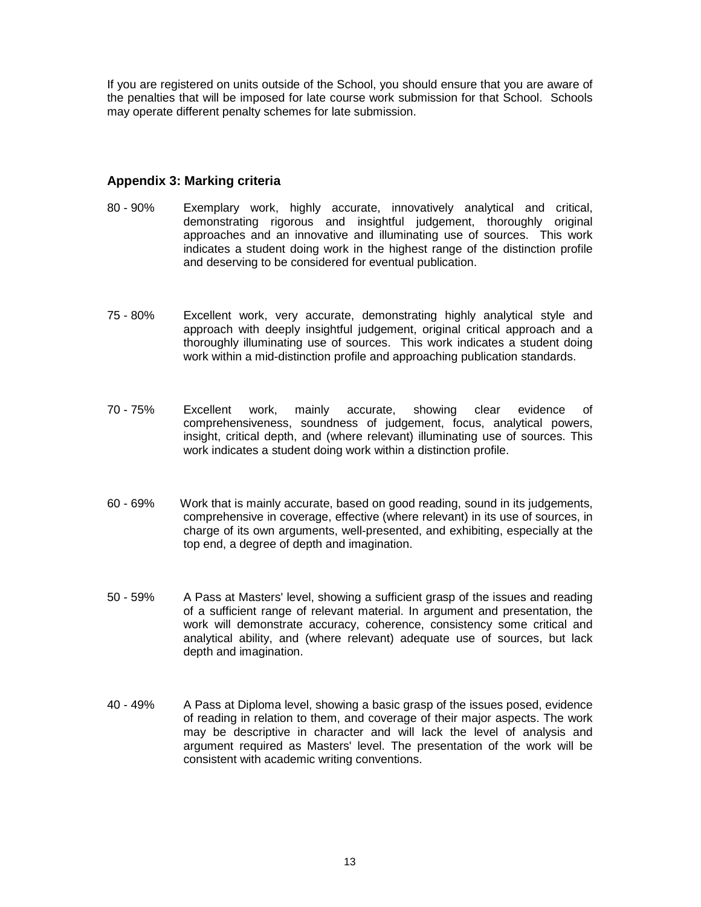If you are registered on units outside of the School, you should ensure that you are aware of the penalties that will be imposed for late course work submission for that School. Schools may operate different penalty schemes for late submission.

### Appendix 3: Marking criteria

80 - 90% Exemplary work, highly accurate, innovatively analytical and critical, demonstrating rigorous and insightful judgement, thoroughly original approaches and an innovative and illuminating use of sources. This work indicates a student doing work in the highest range of the distinction profile and deserving to be considered for eventual publication.

75 - 80% Excellent work, very accurate, demonstrating highly analytical style and approach with deeply insightful judgement, original critical approach and a thoroughly illuminating use of sources. This work indicates a student doing work within a mid-distinction profile and approaching publication standards.

70 - 75% Excellent work, mainly accurate, showing clear evidence of comprehensiveness, soundness of judgement, focus, analytical powers, insight, critical depth, and (where relevant) illuminating use of sources. This work indicates a student doing work within a distinction profile.

60 - 69% Work that is mainly accurate, based on good reading, sound in its judgements, comprehensive in coverage, effective (where relevant) in its use of sources, in charge of its own arguments, well-presented, and exhibiting, especially at the top end, a degree of depth and imagination.

50 - 59% A Pass at Masters' level, showing a sufficient grasp of the issues and reading of a sufficient range of relevant material. In argument and presentation, the work will demonstrate accuracy, coherence, consistency some critical and analytical ability, and (where relevant) adequate use of sources, but lack depth and imagination.

40 - 49% A Pass at Diploma level, showing a basic grasp of the issues posed, evidence of reading in relation to them, and coverage of their major aspects. The work may be descriptive in character and will lack the level of analysis and argument required as Masters' level. The presentation of the work will be consistent with academic writing conventions.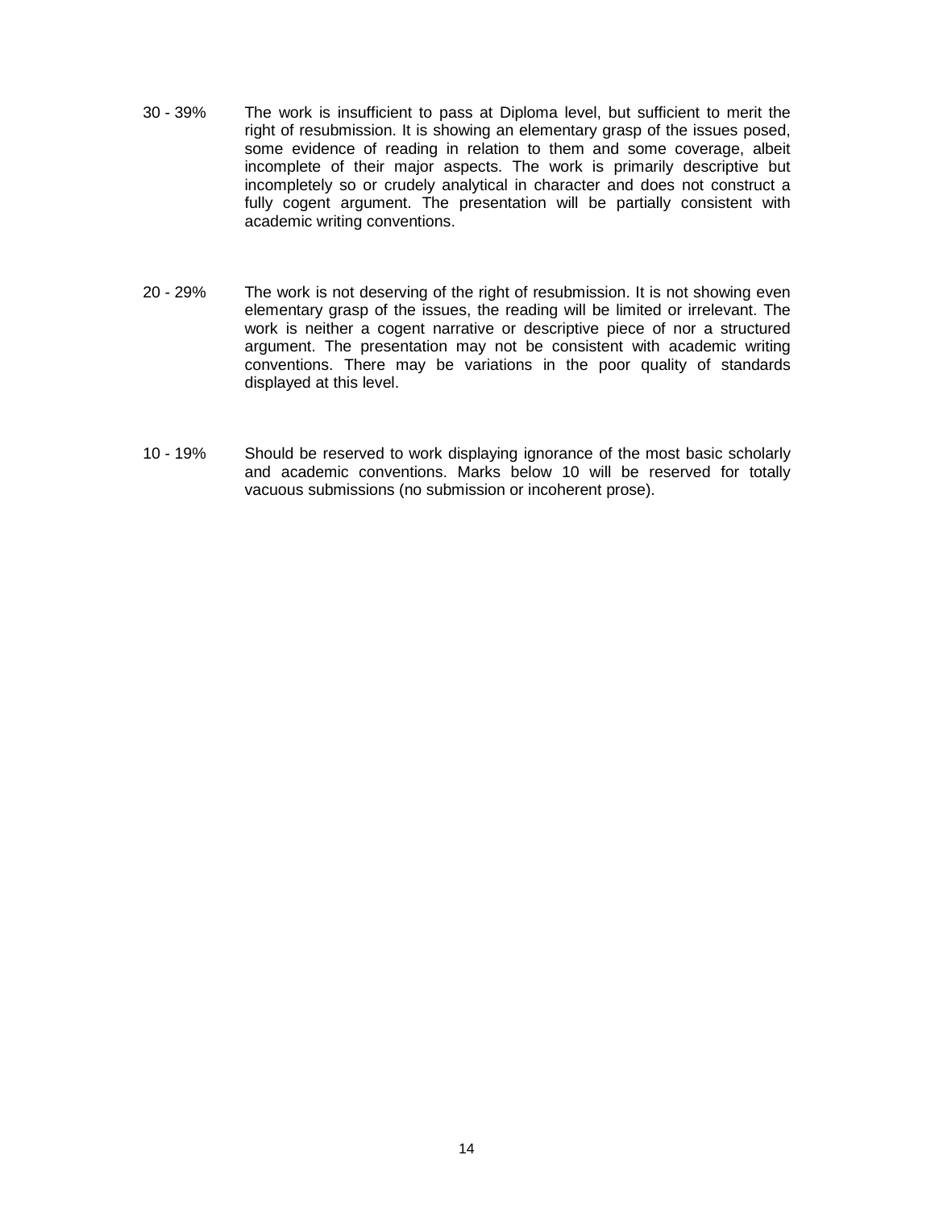30 - 39% The work is insufficient to pass at Diploma level, but sufficient to merit the right of resubmission. It is showing an elementary grasp of the issues posed, some evidence of reading in relation to them and some coverage, albeit incomplete of their major aspects. The work is primarily descriptive but incompletely so or crudely analytical in character and does not construct a fully cogent argument. The presentation will be partially consistent with academic writing conventions.

20 - 29% The work is not deserving of the right of resubmission. It is not showing even elementary grasp of the issues, the reading will be limited or irrelevant. The work is neither a cogent narrative or descriptive piece of nor a structured argument. The presentation may not be consistent with academic writing conventions. There may be variations in the poor quality of standards displayed at this level.

10 - 19% Should be reserved to work displaying ignorance of the most basic scholarly and academic conventions. Marks below 10 will be reserved for totally vacuous submissions (no submission or incoherent prose).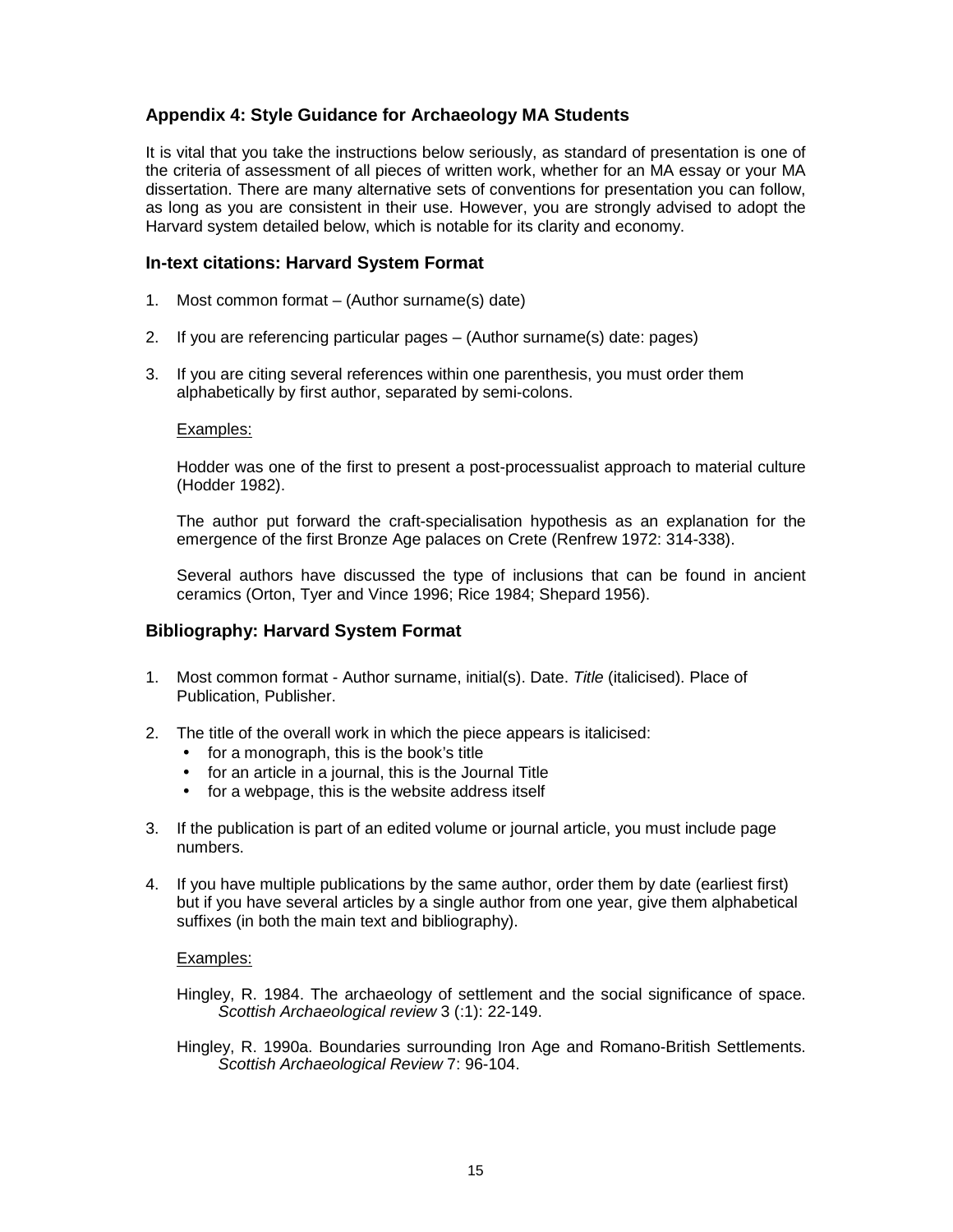## Appendix 4: Style Guidance for Archaeology MA Students

It is vital that you take the instructions below seriously, as standard of presentation is one of the criteria of assessment of all pieces of written work, whether for an MA essay or your MA dissertation. There are many alternative sets of conventions for presentation you can follow, as long as you are consistent in their use. However, you are strongly advised to adopt the Harvard system detailed below, which is notable for its clarity and economy.

### In-text citations: Harvard System Format

1. Most common format – (Author surname(s) date)

2. If you are referencing particular pages – (Author surname(s) date: pages)

3. If you are citing several references within one parenthesis, you must order them alphabetically by first author, separated by semi-colons.

   Examples:

   Hodder was one of the first to present a post-processualist approach to material culture (Hodder 1982).

   The author put forward the craft-specialisation hypothesis as an explanation for the emergence of the first Bronze Age palaces on Crete (Renfrew 1972: 314-338).

   Several authors have discussed the type of inclusions that can be found in ancient ceramics (Orton, Tyer and Vince 1996; Rice 1984; Shepard 1956).

### Bibliography: Harvard System Format

1. Most common format - Author surname, initial(s). Date. *Title* (italicised). Place of Publication, Publisher.

2. The title of the overall work in which the piece appears is italicised:
   - for a monograph, this is the book's title
   - for an article in a journal, this is the Journal Title
   - for a webpage, this is the website address itself

3. If the publication is part of an edited volume or journal article, you must include page numbers.

4. If you have multiple publications by the same author, order them by date (earliest first) but if you have several articles by a single author from one year, give them alphabetical suffixes (in both the main text and bibliography).

   Examples:

   Hingley, R. 1984. The archaeology of settlement and the social significance of space. *Scottish Archaeological review* 3 (:1): 22-149.

   Hingley, R. 1990a. Boundaries surrounding Iron Age and Romano-British Settlements. *Scottish Archaeological Review* 7: 96-104.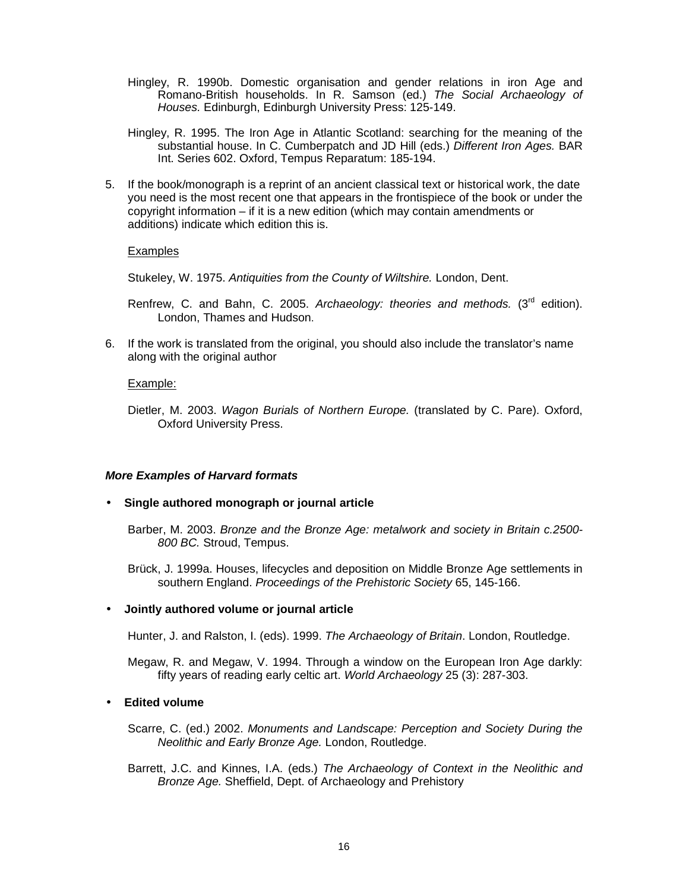Hingley, R. 1990b. Domestic organisation and gender relations in iron Age and Romano-British households. In R. Samson (ed.) *The Social Archaeology of Houses.* Edinburgh, Edinburgh University Press: 125-149.

Hingley, R. 1995. The Iron Age in Atlantic Scotland: searching for the meaning of the substantial house. In C. Cumberpatch and JD Hill (eds.) *Different Iron Ages.* BAR Int. Series 602. Oxford, Tempus Reparatum: 185-194.

5. If the book/monograph is a reprint of an ancient classical text or historical work, the date you need is the most recent one that appears in the frontispiece of the book or under the copyright information – if it is a new edition (which may contain amendments or additions) indicate which edition this is.

   Examples

   Stukeley, W. 1975. *Antiquities from the County of Wiltshire.* London, Dent.

   Renfrew, C. and Bahn, C. 2005. *Archaeology: theories and methods.* (3rd edition). London, Thames and Hudson.

6. If the work is translated from the original, you should also include the translator's name along with the original author

   Example:

   Dietler, M. 2003. *Wagon Burials of Northern Europe.* (translated by C. Pare). Oxford, Oxford University Press.

***More Examples of Harvard formats***

- **Single authored monograph or journal article**

  Barber, M. 2003. *Bronze and the Bronze Age: metalwork and society in Britain c.2500-800 BC.* Stroud, Tempus.

  Brück, J. 1999a. Houses, lifecycles and deposition on Middle Bronze Age settlements in southern England. *Proceedings of the Prehistoric Society* 65, 145-166.

- **Jointly authored volume or journal article**

  Hunter, J. and Ralston, I. (eds). 1999. *The Archaeology of Britain*. London, Routledge.

  Megaw, R. and Megaw, V. 1994. Through a window on the European Iron Age darkly: fifty years of reading early celtic art. *World Archaeology* 25 (3): 287-303.

- **Edited volume**

  Scarre, C. (ed.) 2002. *Monuments and Landscape: Perception and Society During the Neolithic and Early Bronze Age.* London, Routledge.

  Barrett, J.C. and Kinnes, I.A. (eds.) *The Archaeology of Context in the Neolithic and Bronze Age.* Sheffield, Dept. of Archaeology and Prehistory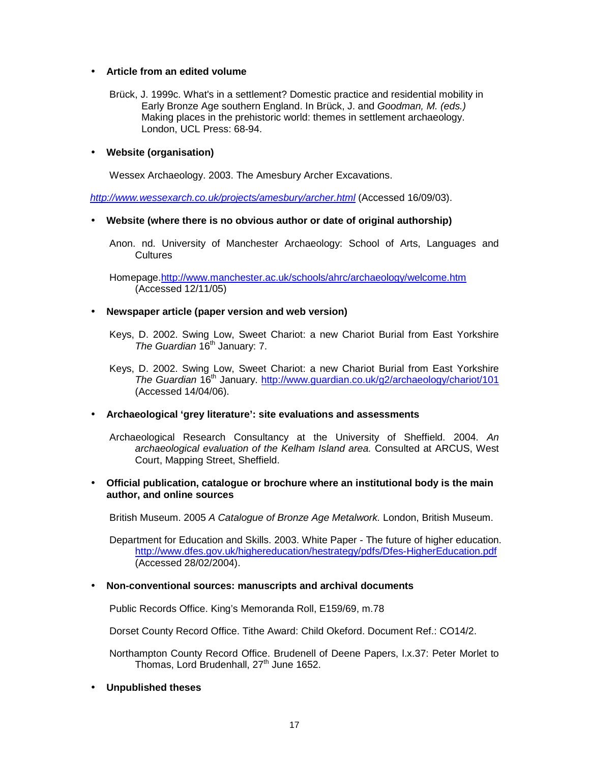- **Article from an edited volume**

  Brück, J. 1999c. What's in a settlement? Domestic practice and residential mobility in Early Bronze Age southern England. In Brück, J. and *Goodman, M. (eds.)* Making places in the prehistoric world: themes in settlement archaeology. London, UCL Press: 68-94.

- **Website (organisation)**

  Wessex Archaeology. 2003. The Amesbury Archer Excavations.

*http://www.wessexarch.co.uk/projects/amesbury/archer.html* (Accessed 16/09/03).

- **Website (where there is no obvious author or date of original authorship)**

  Anon. nd. University of Manchester Archaeology: School of Arts, Languages and Cultures

  Homepage.http://www.manchester.ac.uk/schools/ahrc/archaeology/welcome.htm (Accessed 12/11/05)

- **Newspaper article (paper version and web version)**

  Keys, D. 2002. Swing Low, Sweet Chariot: a new Chariot Burial from East Yorkshire *The Guardian* 16th January: 7.

  Keys, D. 2002. Swing Low, Sweet Chariot: a new Chariot Burial from East Yorkshire *The Guardian* 16th January. http://www.guardian.co.uk/g2/archaeology/chariot/101 (Accessed 14/04/06).

- **Archaeological 'grey literature': site evaluations and assessments**

  Archaeological Research Consultancy at the University of Sheffield. 2004. *An archaeological evaluation of the Kelham Island area.* Consulted at ARCUS, West Court, Mapping Street, Sheffield.

- **Official publication, catalogue or brochure where an institutional body is the main author, and online sources**

  British Museum. 2005 *A Catalogue of Bronze Age Metalwork.* London, British Museum.

  Department for Education and Skills. 2003. White Paper - The future of higher education. http://www.dfes.gov.uk/highereducation/hestrategy/pdfs/Dfes-HigherEducation.pdf (Accessed 28/02/2004).

- **Non-conventional sources: manuscripts and archival documents**

  Public Records Office. King's Memoranda Roll, E159/69, m.78

  Dorset County Record Office. Tithe Award: Child Okeford. Document Ref.: CO14/2.

  Northampton County Record Office. Brudenell of Deene Papers, I.x.37: Peter Morlet to Thomas, Lord Brudenhall, 27th June 1652.

- **Unpublished theses**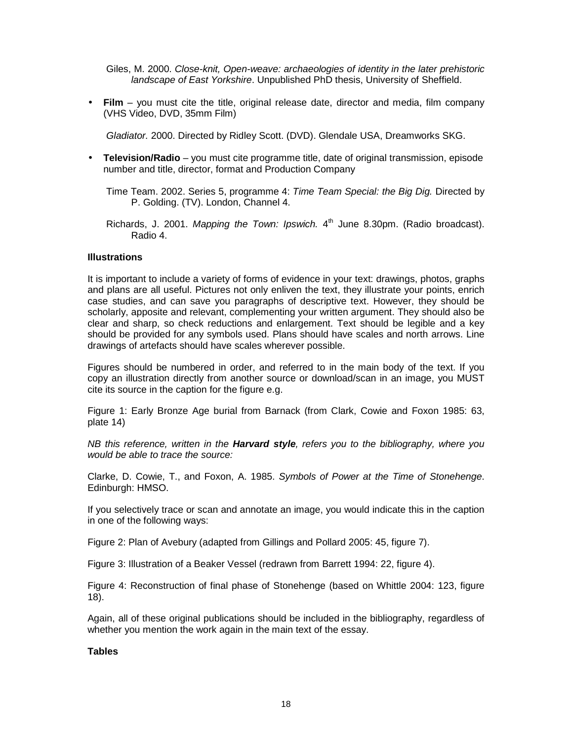Giles, M. 2000. *Close-knit, Open-weave: archaeologies of identity in the later prehistoric landscape of East Yorkshire*. Unpublished PhD thesis, University of Sheffield.

- **Film** – you must cite the title, original release date, director and media, film company (VHS Video, DVD, 35mm Film)

  *Gladiator.* 2000. Directed by Ridley Scott. (DVD). Glendale USA, Dreamworks SKG.

- **Television/Radio** – you must cite programme title, date of original transmission, episode number and title, director, format and Production Company

  Time Team. 2002. Series 5, programme 4: *Time Team Special: the Big Dig.* Directed by P. Golding. (TV). London, Channel 4.

  Richards, J. 2001. *Mapping the Town: Ipswich.* 4th June 8.30pm. (Radio broadcast). Radio 4.

**Illustrations**

It is important to include a variety of forms of evidence in your text: drawings, photos, graphs and plans are all useful. Pictures not only enliven the text, they illustrate your points, enrich case studies, and can save you paragraphs of descriptive text. However, they should be scholarly, apposite and relevant, complementing your written argument. They should also be clear and sharp, so check reductions and enlargement. Text should be legible and a key should be provided for any symbols used. Plans should have scales and north arrows. Line drawings of artefacts should have scales wherever possible.

Figures should be numbered in order, and referred to in the main body of the text. If you copy an illustration directly from another source or download/scan in an image, you MUST cite its source in the caption for the figure e.g.

Figure 1: Early Bronze Age burial from Barnack (from Clark, Cowie and Foxon 1985: 63, plate 14)

*NB this reference, written in the **Harvard style**, refers you to the bibliography, where you would be able to trace the source:*

Clarke, D. Cowie, T., and Foxon, A. 1985. *Symbols of Power at the Time of Stonehenge*. Edinburgh: HMSO.

If you selectively trace or scan and annotate an image, you would indicate this in the caption in one of the following ways:

Figure 2: Plan of Avebury (adapted from Gillings and Pollard 2005: 45, figure 7).

Figure 3: Illustration of a Beaker Vessel (redrawn from Barrett 1994: 22, figure 4).

Figure 4: Reconstruction of final phase of Stonehenge (based on Whittle 2004: 123, figure 18).

Again, all of these original publications should be included in the bibliography, regardless of whether you mention the work again in the main text of the essay.

**Tables**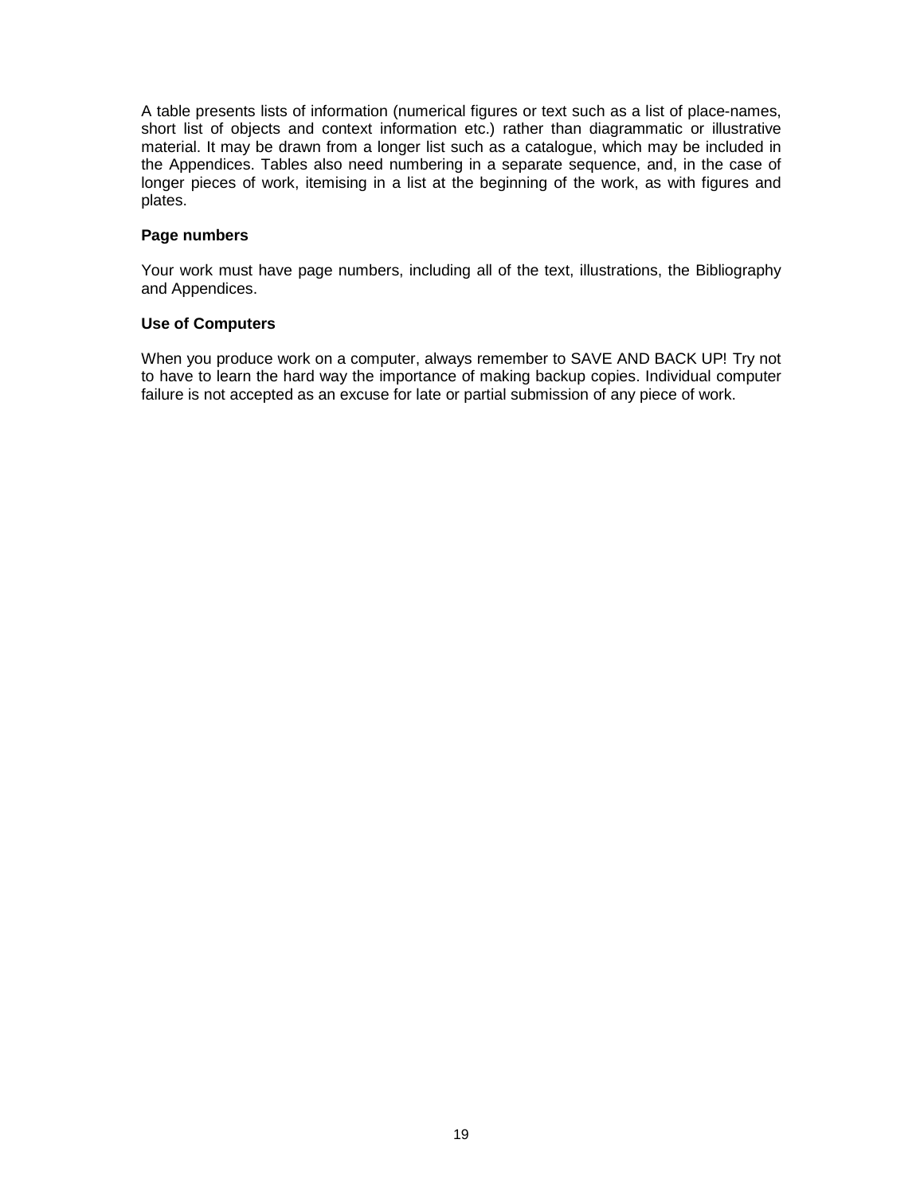A table presents lists of information (numerical figures or text such as a list of place-names, short list of objects and context information etc.) rather than diagrammatic or illustrative material. It may be drawn from a longer list such as a catalogue, which may be included in the Appendices. Tables also need numbering in a separate sequence, and, in the case of longer pieces of work, itemising in a list at the beginning of the work, as with figures and plates.

**Page numbers**

Your work must have page numbers, including all of the text, illustrations, the Bibliography and Appendices.

**Use of Computers**

When you produce work on a computer, always remember to SAVE AND BACK UP! Try not to have to learn the hard way the importance of making backup copies. Individual computer failure is not accepted as an excuse for late or partial submission of any piece of work.